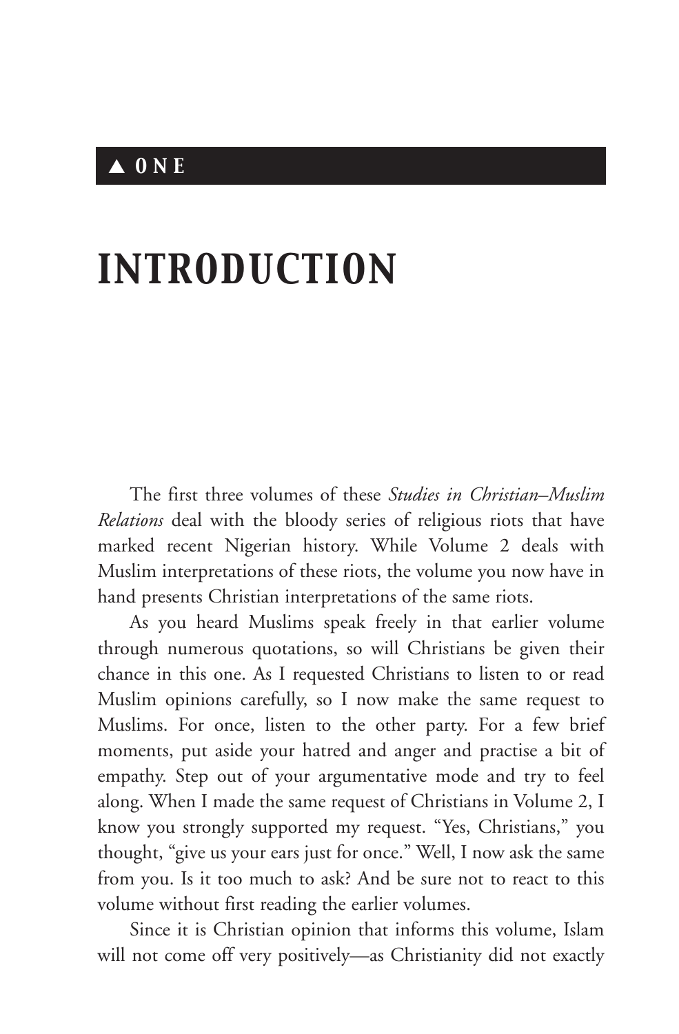## ▲ ONE

# INTRODUCTION

The first three volumes of these *Studies in Christian–Muslim Relations* deal with the bloody series of religious riots that have marked recent Nigerian history. While Volume 2 deals with Muslim interpretations of these riots, the volume you now have in hand presents Christian interpretations of the same riots.

As you heard Muslims speak freely in that earlier volume through numerous quotations, so will Christians be given their chance in this one. As I requested Christians to listen to or read Muslim opinions carefully, so I now make the same request to Muslims. For once, listen to the other party. For a few brief moments, put aside your hatred and anger and practise a bit of empathy. Step out of your argumentative mode and try to feel along. When I made the same request of Christians in Volume 2, I know you strongly supported my request. "Yes, Christians," you thought, "give us your ears just for once." Well, I now ask the same from you. Is it too much to ask? And be sure not to react to this volume without first reading the earlier volumes.

Since it is Christian opinion that informs this volume, Islam will not come off very positively—as Christianity did not exactly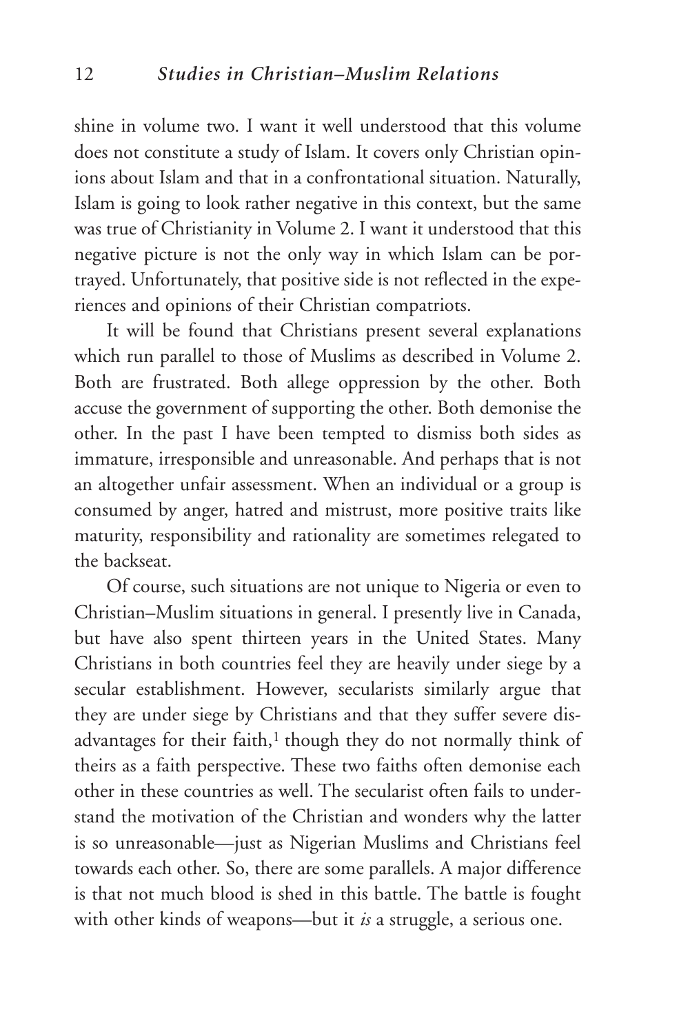shine in volume two. I want it well understood that this volume does not constitute a study of Islam. It covers only Christian opinions about Islam and that in a confrontational situation. Naturally, Islam is going to look rather negative in this context, but the same was true of Christianity in Volume 2. I want it understood that this negative picture is not the only way in which Islam can be portrayed. Unfortunately, that positive side is not reflected in the experiences and opinions of their Christian compatriots.

It will be found that Christians present several explanations which run parallel to those of Muslims as described in Volume 2. Both are frustrated. Both allege oppression by the other. Both accuse the government of supporting the other. Both demonise the other. In the past I have been tempted to dismiss both sides as immature, irresponsible and unreasonable. And perhaps that is not an altogether unfair assessment. When an individual or a group is consumed by anger, hatred and mistrust, more positive traits like maturity, responsibility and rationality are sometimes relegated to the backseat.

Of course, such situations are not unique to Nigeria or even to Christian–Muslim situations in general. I presently live in Canada, but have also spent thirteen years in the United States. Many Christians in both countries feel they are heavily under siege by a secular establishment. However, secularists similarly argue that they are under siege by Christians and that they suffer severe disadvantages for their faith,[1] though they do not normally think of theirs as a faith perspective. These two faiths often demonise each other in these countries as well. The secularist often fails to understand the motivation of the Christian and wonders why the latter is so unreasonable—just as Nigerian Muslims and Christians feel towards each other. So, there are some parallels. A major difference is that not much blood is shed in this battle. The battle is fought with other kinds of weapons—but it *is* a struggle, a serious one.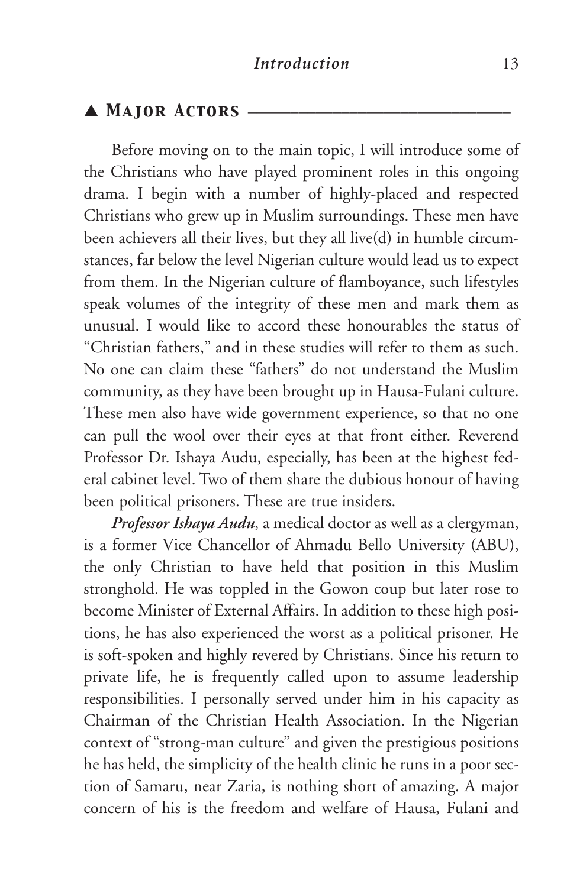## ▲ Major Actors

Before moving on to the main topic, I will introduce some of the Christians who have played prominent roles in this ongoing drama. I begin with a number of highly-placed and respected Christians who grew up in Muslim surroundings. These men have been achievers all their lives, but they all live(d) in humble circumstances, far below the level Nigerian culture would lead us to expect from them. In the Nigerian culture of flamboyance, such lifestyles speak volumes of the integrity of these men and mark them as unusual. I would like to accord these honourables the status of "Christian fathers," and in these studies will refer to them as such. No one can claim these "fathers" do not understand the Muslim community, as they have been brought up in Hausa-Fulani culture. These men also have wide government experience, so that no one can pull the wool over their eyes at that front either. Reverend Professor Dr. Ishaya Audu, especially, has been at the highest federal cabinet level. Two of them share the dubious honour of having been political prisoners. These are true insiders.

***Professor Ishaya Audu***, a medical doctor as well as a clergyman, is a former Vice Chancellor of Ahmadu Bello University (ABU), the only Christian to have held that position in this Muslim stronghold. He was toppled in the Gowon coup but later rose to become Minister of External Affairs. In addition to these high positions, he has also experienced the worst as a political prisoner. He is soft-spoken and highly revered by Christians. Since his return to private life, he is frequently called upon to assume leadership responsibilities. I personally served under him in his capacity as Chairman of the Christian Health Association. In the Nigerian context of "strong-man culture" and given the prestigious positions he has held, the simplicity of the health clinic he runs in a poor section of Samaru, near Zaria, is nothing short of amazing. A major concern of his is the freedom and welfare of Hausa, Fulani and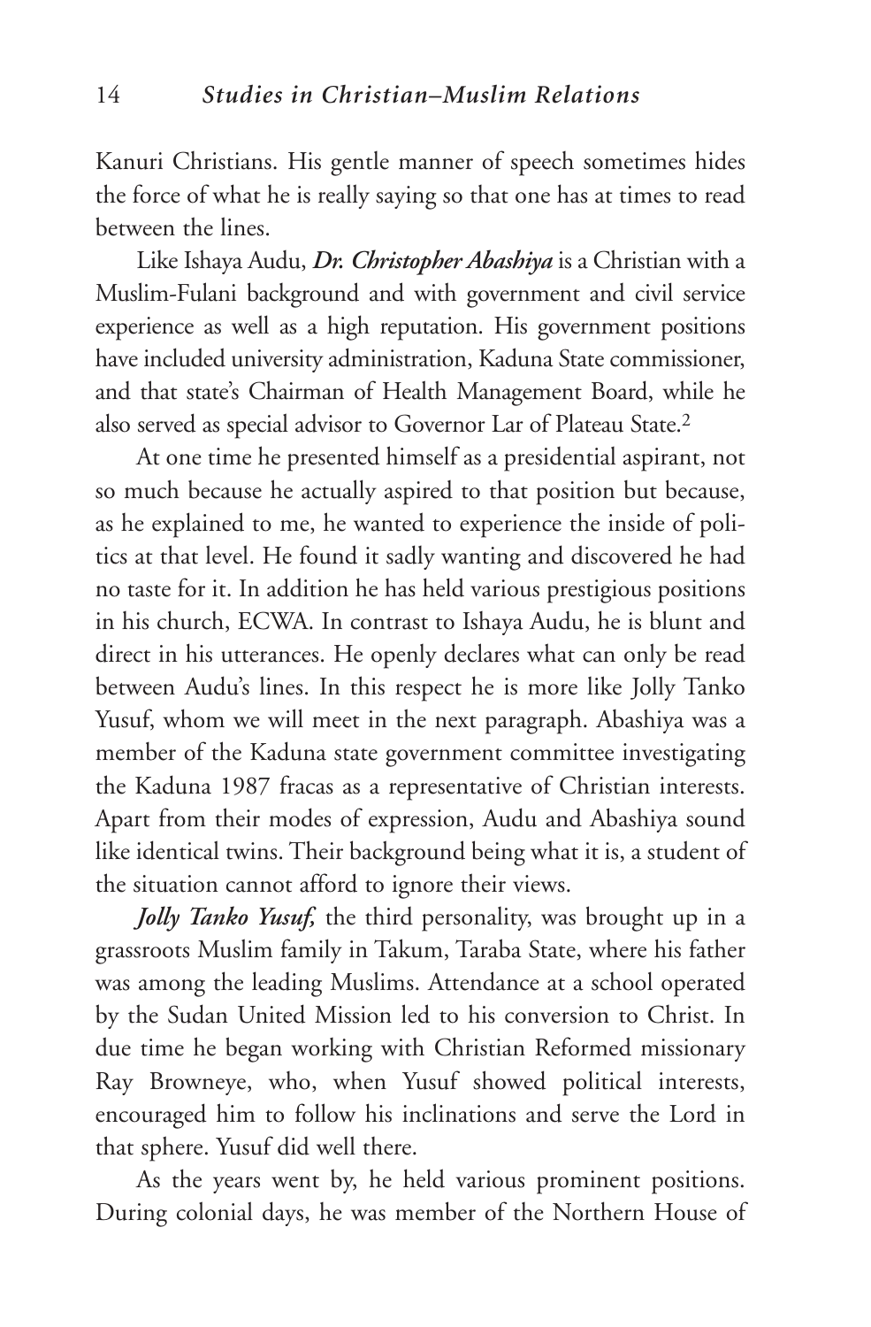Kanuri Christians. His gentle manner of speech sometimes hides the force of what he is really saying so that one has at times to read between the lines.

Like Ishaya Audu, ***Dr. Christopher Abashiya*** is a Christian with a Muslim-Fulani background and with government and civil service experience as well as a high reputation. His government positions have included university administration, Kaduna State commissioner, and that state's Chairman of Health Management Board, while he also served as special advisor to Governor Lar of Plateau State.[2]

At one time he presented himself as a presidential aspirant, not so much because he actually aspired to that position but because, as he explained to me, he wanted to experience the inside of politics at that level. He found it sadly wanting and discovered he had no taste for it. In addition he has held various prestigious positions in his church, ECWA. In contrast to Ishaya Audu, he is blunt and direct in his utterances. He openly declares what can only be read between Audu's lines. In this respect he is more like Jolly Tanko Yusuf, whom we will meet in the next paragraph. Abashiya was a member of the Kaduna state government committee investigating the Kaduna 1987 fracas as a representative of Christian interests. Apart from their modes of expression, Audu and Abashiya sound like identical twins. Their background being what it is, a student of the situation cannot afford to ignore their views.

***Jolly Tanko Yusuf,*** the third personality, was brought up in a grassroots Muslim family in Takum, Taraba State, where his father was among the leading Muslims. Attendance at a school operated by the Sudan United Mission led to his conversion to Christ. In due time he began working with Christian Reformed missionary Ray Browneye, who, when Yusuf showed political interests, encouraged him to follow his inclinations and serve the Lord in that sphere. Yusuf did well there.

As the years went by, he held various prominent positions. During colonial days, he was member of the Northern House of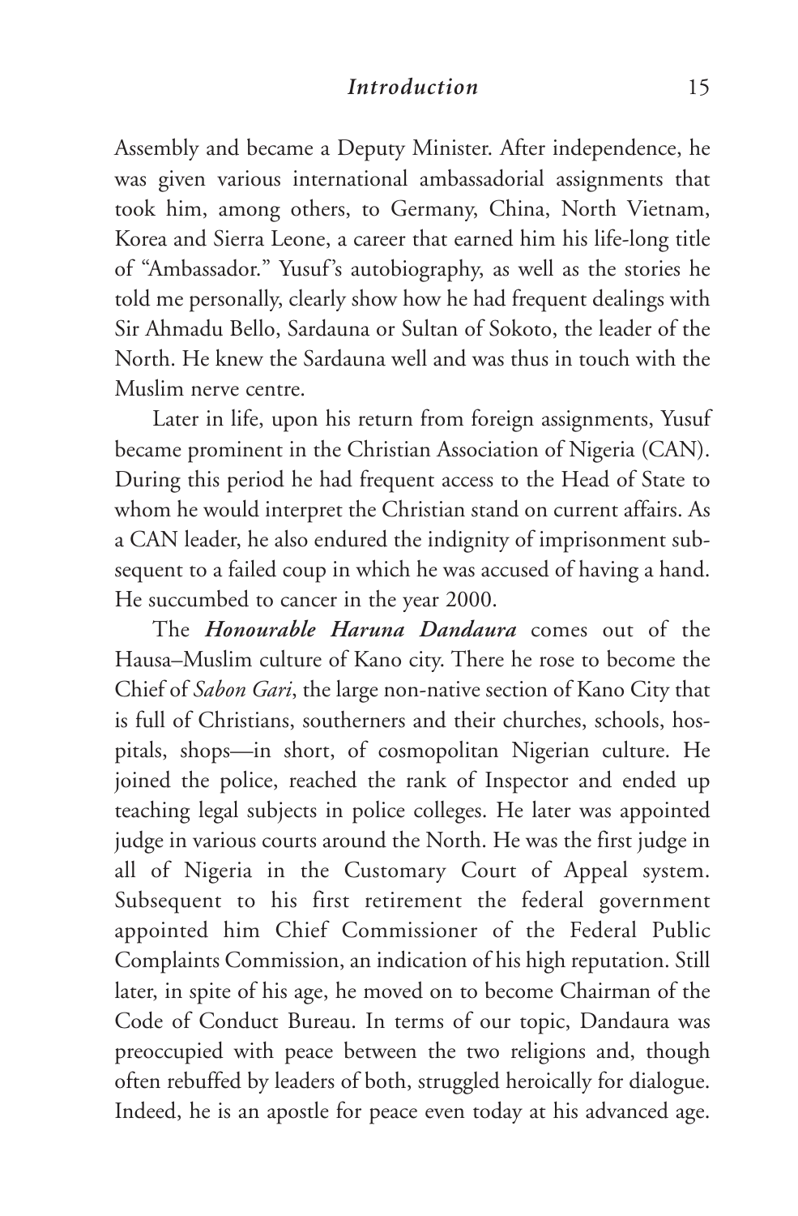Assembly and became a Deputy Minister. After independence, he was given various international ambassadorial assignments that took him, among others, to Germany, China, North Vietnam, Korea and Sierra Leone, a career that earned him his life-long title of "Ambassador." Yusuf's autobiography, as well as the stories he told me personally, clearly show how he had frequent dealings with Sir Ahmadu Bello, Sardauna or Sultan of Sokoto, the leader of the North. He knew the Sardauna well and was thus in touch with the Muslim nerve centre.

Later in life, upon his return from foreign assignments, Yusuf became prominent in the Christian Association of Nigeria (CAN). During this period he had frequent access to the Head of State to whom he would interpret the Christian stand on current affairs. As a CAN leader, he also endured the indignity of imprisonment subsequent to a failed coup in which he was accused of having a hand. He succumbed to cancer in the year 2000.

The ***Honourable Haruna Dandaura*** comes out of the Hausa–Muslim culture of Kano city. There he rose to become the Chief of *Sabon Gari*, the large non-native section of Kano City that is full of Christians, southerners and their churches, schools, hospitals, shops—in short, of cosmopolitan Nigerian culture. He joined the police, reached the rank of Inspector and ended up teaching legal subjects in police colleges. He later was appointed judge in various courts around the North. He was the first judge in all of Nigeria in the Customary Court of Appeal system. Subsequent to his first retirement the federal government appointed him Chief Commissioner of the Federal Public Complaints Commission, an indication of his high reputation. Still later, in spite of his age, he moved on to become Chairman of the Code of Conduct Bureau. In terms of our topic, Dandaura was preoccupied with peace between the two religions and, though often rebuffed by leaders of both, struggled heroically for dialogue. Indeed, he is an apostle for peace even today at his advanced age.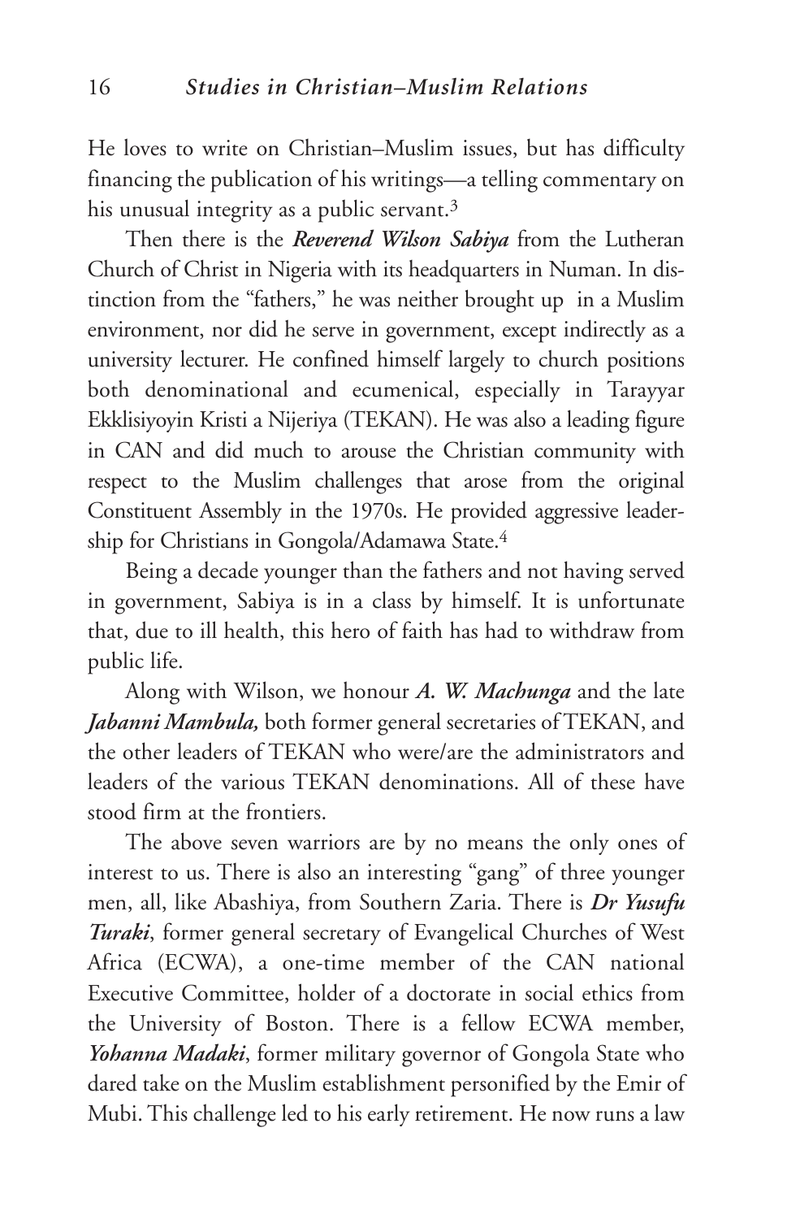He loves to write on Christian–Muslim issues, but has difficulty financing the publication of his writings—a telling commentary on his unusual integrity as a public servant.[3]

Then there is the ***Reverend Wilson Sabiya*** from the Lutheran Church of Christ in Nigeria with its headquarters in Numan. In distinction from the "fathers," he was neither brought up in a Muslim environment, nor did he serve in government, except indirectly as a university lecturer. He confined himself largely to church positions both denominational and ecumenical, especially in Tarayyar Ekklisiyoyin Kristi a Nijeriya (TEKAN). He was also a leading figure in CAN and did much to arouse the Christian community with respect to the Muslim challenges that arose from the original Constituent Assembly in the 1970s. He provided aggressive leadership for Christians in Gongola/Adamawa State.[4]

Being a decade younger than the fathers and not having served in government, Sabiya is in a class by himself. It is unfortunate that, due to ill health, this hero of faith has had to withdraw from public life.

Along with Wilson, we honour ***A. W. Machunga*** and the late ***Jabanni Mambula,*** both former general secretaries of TEKAN, and the other leaders of TEKAN who were/are the administrators and leaders of the various TEKAN denominations. All of these have stood firm at the frontiers.

The above seven warriors are by no means the only ones of interest to us. There is also an interesting "gang" of three younger men, all, like Abashiya, from Southern Zaria. There is ***Dr Yusufu Turaki***, former general secretary of Evangelical Churches of West Africa (ECWA), a one-time member of the CAN national Executive Committee, holder of a doctorate in social ethics from the University of Boston. There is a fellow ECWA member, ***Yohanna Madaki***, former military governor of Gongola State who dared take on the Muslim establishment personified by the Emir of Mubi. This challenge led to his early retirement. He now runs a law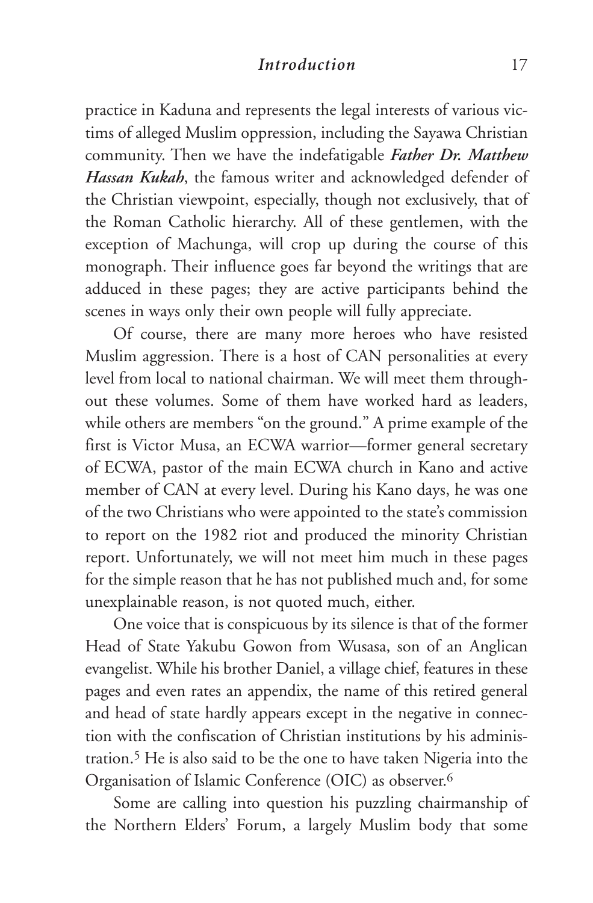practice in Kaduna and represents the legal interests of various victims of alleged Muslim oppression, including the Sayawa Christian community. Then we have the indefatigable ***Father Dr. Matthew Hassan Kukah***, the famous writer and acknowledged defender of the Christian viewpoint, especially, though not exclusively, that of the Roman Catholic hierarchy. All of these gentlemen, with the exception of Machunga, will crop up during the course of this monograph. Their influence goes far beyond the writings that are adduced in these pages; they are active participants behind the scenes in ways only their own people will fully appreciate.

Of course, there are many more heroes who have resisted Muslim aggression. There is a host of CAN personalities at every level from local to national chairman. We will meet them throughout these volumes. Some of them have worked hard as leaders, while others are members "on the ground." A prime example of the first is Victor Musa, an ECWA warrior—former general secretary of ECWA, pastor of the main ECWA church in Kano and active member of CAN at every level. During his Kano days, he was one of the two Christians who were appointed to the state's commission to report on the 1982 riot and produced the minority Christian report. Unfortunately, we will not meet him much in these pages for the simple reason that he has not published much and, for some unexplainable reason, is not quoted much, either.

One voice that is conspicuous by its silence is that of the former Head of State Yakubu Gowon from Wusasa, son of an Anglican evangelist. While his brother Daniel, a village chief, features in these pages and even rates an appendix, the name of this retired general and head of state hardly appears except in the negative in connection with the confiscation of Christian institutions by his administration.[5] He is also said to be the one to have taken Nigeria into the Organisation of Islamic Conference (OIC) as observer.[6]

Some are calling into question his puzzling chairmanship of the Northern Elders' Forum, a largely Muslim body that some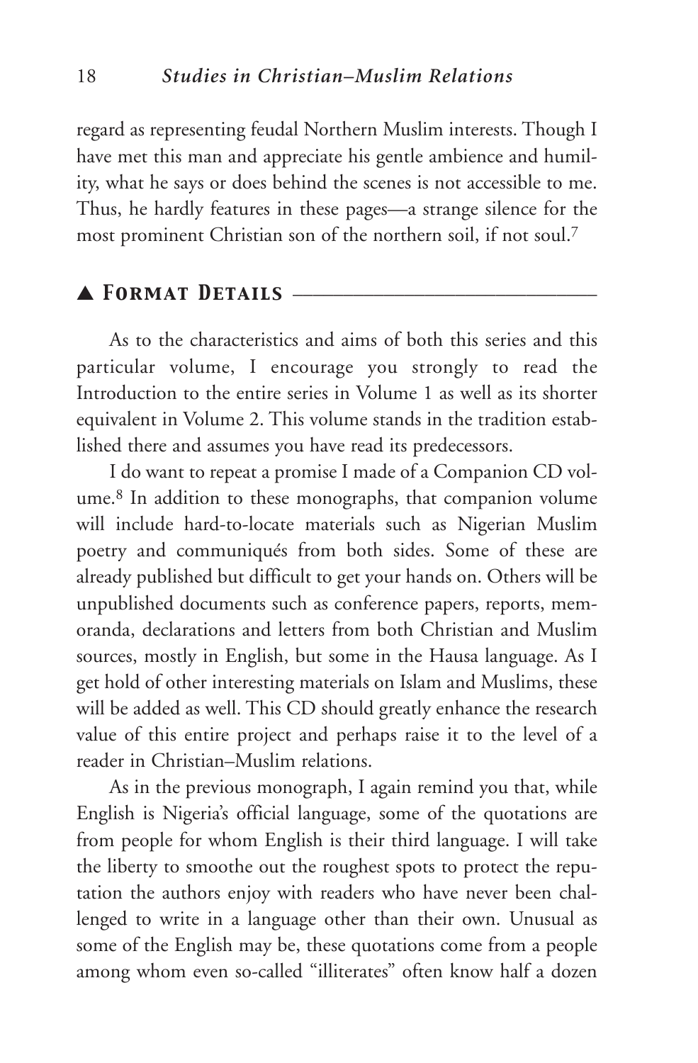regard as representing feudal Northern Muslim interests. Though I have met this man and appreciate his gentle ambience and humility, what he says or does behind the scenes is not accessible to me. Thus, he hardly features in these pages—a strange silence for the most prominent Christian son of the northern soil, if not soul.[7]

## ▲ *Format Details*

As to the characteristics and aims of both this series and this particular volume, I encourage you strongly to read the Introduction to the entire series in Volume 1 as well as its shorter equivalent in Volume 2. This volume stands in the tradition established there and assumes you have read its predecessors.

I do want to repeat a promise I made of a Companion CD volume.[8] In addition to these monographs, that companion volume will include hard-to-locate materials such as Nigerian Muslim poetry and communiqués from both sides. Some of these are already published but difficult to get your hands on. Others will be unpublished documents such as conference papers, reports, memoranda, declarations and letters from both Christian and Muslim sources, mostly in English, but some in the Hausa language. As I get hold of other interesting materials on Islam and Muslims, these will be added as well. This CD should greatly enhance the research value of this entire project and perhaps raise it to the level of a reader in Christian–Muslim relations.

As in the previous monograph, I again remind you that, while English is Nigeria's official language, some of the quotations are from people for whom English is their third language. I will take the liberty to smoothe out the roughest spots to protect the reputation the authors enjoy with readers who have never been challenged to write in a language other than their own. Unusual as some of the English may be, these quotations come from a people among whom even so-called "illiterates" often know half a dozen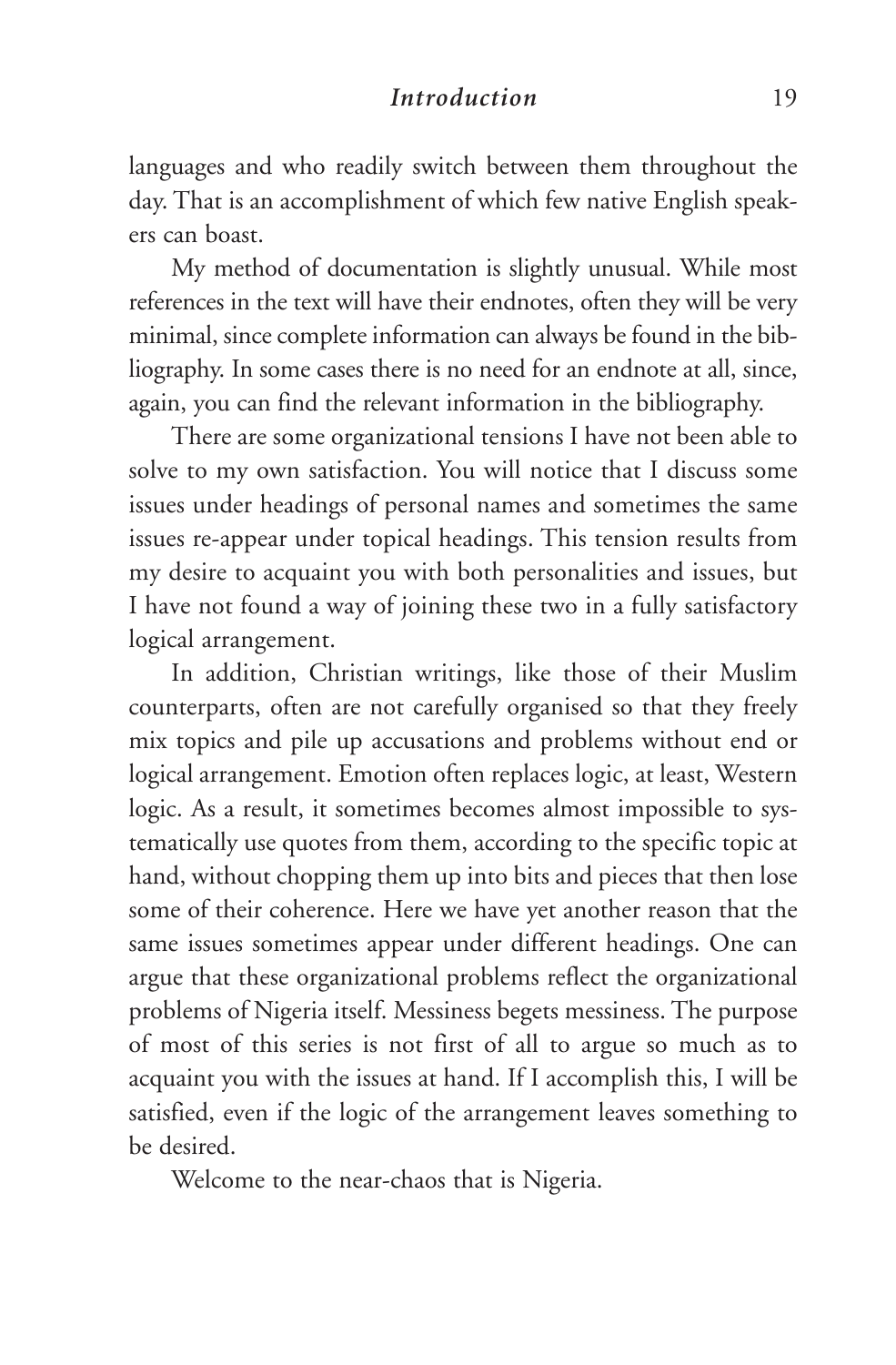languages and who readily switch between them throughout the day. That is an accomplishment of which few native English speakers can boast.

My method of documentation is slightly unusual. While most references in the text will have their endnotes, often they will be very minimal, since complete information can always be found in the bibliography. In some cases there is no need for an endnote at all, since, again, you can find the relevant information in the bibliography.

There are some organizational tensions I have not been able to solve to my own satisfaction. You will notice that I discuss some issues under headings of personal names and sometimes the same issues re-appear under topical headings. This tension results from my desire to acquaint you with both personalities and issues, but I have not found a way of joining these two in a fully satisfactory logical arrangement.

In addition, Christian writings, like those of their Muslim counterparts, often are not carefully organised so that they freely mix topics and pile up accusations and problems without end or logical arrangement. Emotion often replaces logic, at least, Western logic. As a result, it sometimes becomes almost impossible to systematically use quotes from them, according to the specific topic at hand, without chopping them up into bits and pieces that then lose some of their coherence. Here we have yet another reason that the same issues sometimes appear under different headings. One can argue that these organizational problems reflect the organizational problems of Nigeria itself. Messiness begets messiness. The purpose of most of this series is not first of all to argue so much as to acquaint you with the issues at hand. If I accomplish this, I will be satisfied, even if the logic of the arrangement leaves something to be desired.

Welcome to the near-chaos that is Nigeria.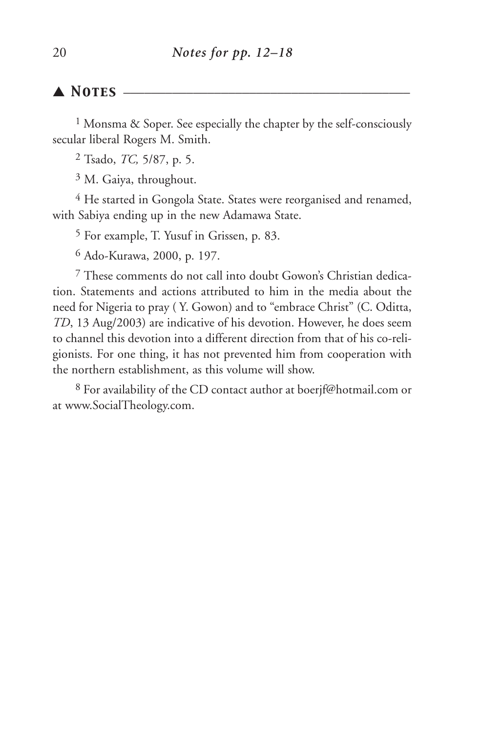## ▲ Notes

[1] Monsma & Soper. See especially the chapter by the self-consciously secular liberal Rogers M. Smith.

[2] Tsado, *TC,* 5/87, p. 5.

[3] M. Gaiya, throughout.

[4] He started in Gongola State. States were reorganised and renamed, with Sabiya ending up in the new Adamawa State.

[5] For example, T. Yusuf in Grissen, p. 83.

[6] Ado-Kurawa, 2000, p. 197.

[7] These comments do not call into doubt Gowon's Christian dedication. Statements and actions attributed to him in the media about the need for Nigeria to pray ( Y. Gowon) and to "embrace Christ" (C. Oditta, *TD*, 13 Aug/2003) are indicative of his devotion. However, he does seem to channel this devotion into a different direction from that of his co-religionists. For one thing, it has not prevented him from cooperation with the northern establishment, as this volume will show.

[8] For availability of the CD contact author at boerjf@hotmail.com or at www.SocialTheology.com.